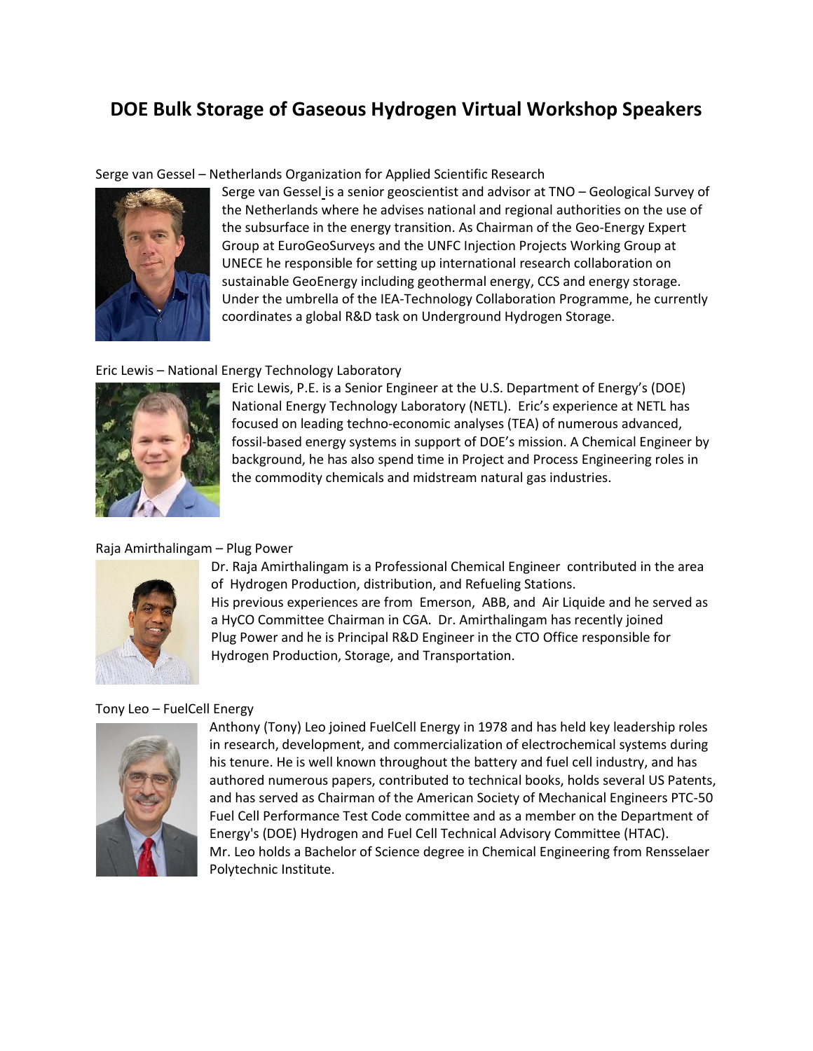# DOE Bulk Storage of Gaseous Hydrogen Virtual Workshop Speakers

Serge van Gessel – Netherlands Organization for Applied Scientific Research

Serge van Gessel is a senior geoscientist and advisor at TNO – Geological Survey of the Netherlands where he advises national and regional authorities on the use of the subsurface in the energy transition. As Chairman of the Geo-Energy Expert Group at EuroGeoSurveys and the UNFC Injection Projects Working Group at UNECE he responsible for setting up international research collaboration on sustainable GeoEnergy including geothermal energy, CCS and energy storage. Under the umbrella of the IEA-Technology Collaboration Programme, he currently coordinates a global R&D task on Underground Hydrogen Storage.

Eric Lewis – National Energy Technology Laboratory

Eric Lewis, P.E. is a Senior Engineer at the U.S. Department of Energy's (DOE) National Energy Technology Laboratory (NETL). Eric's experience at NETL has focused on leading techno-economic analyses (TEA) of numerous advanced, fossil-based energy systems in support of DOE's mission. A Chemical Engineer by background, he has also spend time in Project and Process Engineering roles in the commodity chemicals and midstream natural gas industries.

Raja Amirthalingam – Plug Power

Dr. Raja Amirthalingam is a Professional Chemical Engineer contributed in the area of Hydrogen Production, distribution, and Refueling Stations.
His previous experiences are from Emerson, ABB, and Air Liquide and he served as a HyCO Committee Chairman in CGA. Dr. Amirthalingam has recently joined Plug Power and he is Principal R&D Engineer in the CTO Office responsible for Hydrogen Production, Storage, and Transportation.

Tony Leo – FuelCell Energy

Anthony (Tony) Leo joined FuelCell Energy in 1978 and has held key leadership roles in research, development, and commercialization of electrochemical systems during his tenure. He is well known throughout the battery and fuel cell industry, and has authored numerous papers, contributed to technical books, holds several US Patents, and has served as Chairman of the American Society of Mechanical Engineers PTC-50 Fuel Cell Performance Test Code committee and as a member on the Department of Energy's (DOE) Hydrogen and Fuel Cell Technical Advisory Committee (HTAC).
Mr. Leo holds a Bachelor of Science degree in Chemical Engineering from Rensselaer Polytechnic Institute.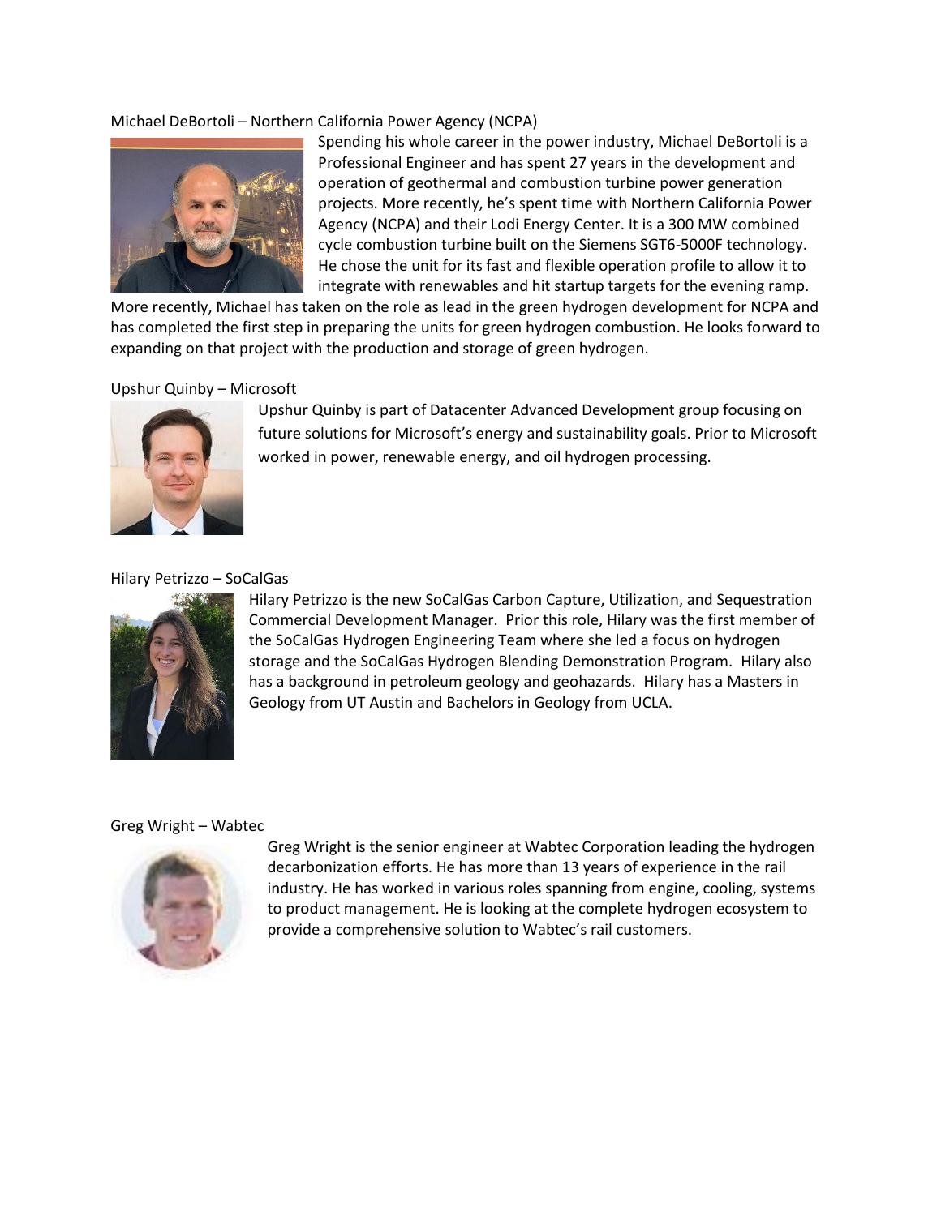Michael DeBortoli – Northern California Power Agency (NCPA)

Spending his whole career in the power industry, Michael DeBortoli is a Professional Engineer and has spent 27 years in the development and operation of geothermal and combustion turbine power generation projects. More recently, he's spent time with Northern California Power Agency (NCPA) and their Lodi Energy Center. It is a 300 MW combined cycle combustion turbine built on the Siemens SGT6-5000F technology. He chose the unit for its fast and flexible operation profile to allow it to integrate with renewables and hit startup targets for the evening ramp. More recently, Michael has taken on the role as lead in the green hydrogen development for NCPA and has completed the first step in preparing the units for green hydrogen combustion. He looks forward to expanding on that project with the production and storage of green hydrogen.

Upshur Quinby – Microsoft

Upshur Quinby is part of Datacenter Advanced Development group focusing on future solutions for Microsoft's energy and sustainability goals. Prior to Microsoft worked in power, renewable energy, and oil hydrogen processing.

Hilary Petrizzo – SoCalGas

Hilary Petrizzo is the new SoCalGas Carbon Capture, Utilization, and Sequestration Commercial Development Manager. Prior this role, Hilary was the first member of the SoCalGas Hydrogen Engineering Team where she led a focus on hydrogen storage and the SoCalGas Hydrogen Blending Demonstration Program. Hilary also has a background in petroleum geology and geohazards. Hilary has a Masters in Geology from UT Austin and Bachelors in Geology from UCLA.

Greg Wright – Wabtec

Greg Wright is the senior engineer at Wabtec Corporation leading the hydrogen decarbonization efforts. He has more than 13 years of experience in the rail industry. He has worked in various roles spanning from engine, cooling, systems to product management. He is looking at the complete hydrogen ecosystem to provide a comprehensive solution to Wabtec's rail customers.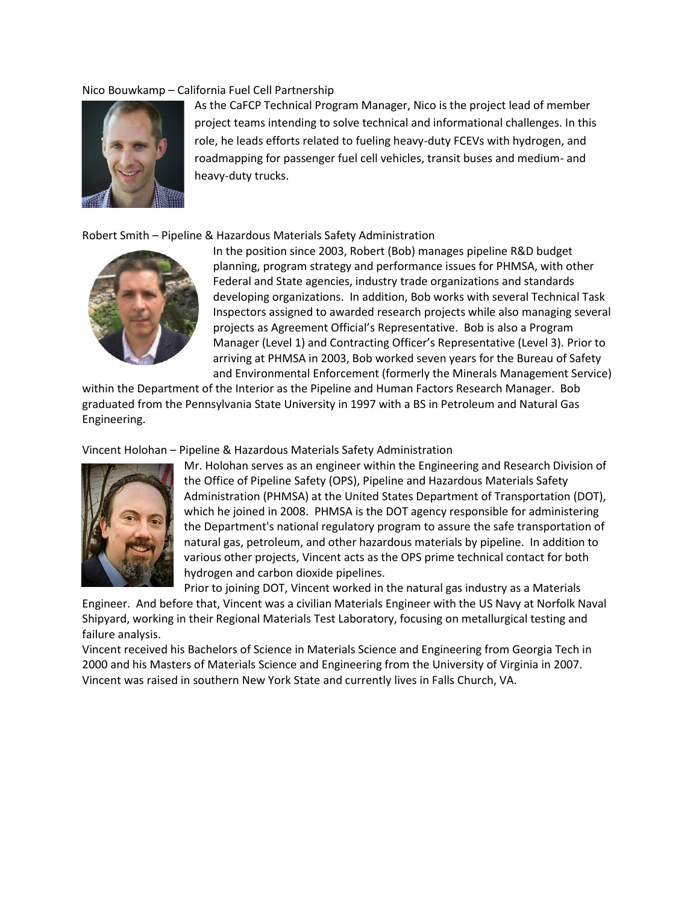Nico Bouwkamp – California Fuel Cell Partnership

As the CaFCP Technical Program Manager, Nico is the project lead of member project teams intending to solve technical and informational challenges. In this role, he leads efforts related to fueling heavy-duty FCEVs with hydrogen, and roadmapping for passenger fuel cell vehicles, transit buses and medium- and heavy-duty trucks.

Robert Smith – Pipeline & Hazardous Materials Safety Administration

In the position since 2003, Robert (Bob) manages pipeline R&D budget planning, program strategy and performance issues for PHMSA, with other Federal and State agencies, industry trade organizations and standards developing organizations. In addition, Bob works with several Technical Task Inspectors assigned to awarded research projects while also managing several projects as Agreement Official's Representative. Bob is also a Program Manager (Level 1) and Contracting Officer's Representative (Level 3). Prior to arriving at PHMSA in 2003, Bob worked seven years for the Bureau of Safety and Environmental Enforcement (formerly the Minerals Management Service) within the Department of the Interior as the Pipeline and Human Factors Research Manager. Bob graduated from the Pennsylvania State University in 1997 with a BS in Petroleum and Natural Gas Engineering.

Vincent Holohan – Pipeline & Hazardous Materials Safety Administration

Mr. Holohan serves as an engineer within the Engineering and Research Division of the Office of Pipeline Safety (OPS), Pipeline and Hazardous Materials Safety Administration (PHMSA) at the United States Department of Transportation (DOT), which he joined in 2008. PHMSA is the DOT agency responsible for administering the Department's national regulatory program to assure the safe transportation of natural gas, petroleum, and other hazardous materials by pipeline. In addition to various other projects, Vincent acts as the OPS prime technical contact for both hydrogen and carbon dioxide pipelines.

Prior to joining DOT, Vincent worked in the natural gas industry as a Materials Engineer. And before that, Vincent was a civilian Materials Engineer with the US Navy at Norfolk Naval Shipyard, working in their Regional Materials Test Laboratory, focusing on metallurgical testing and failure analysis.

Vincent received his Bachelors of Science in Materials Science and Engineering from Georgia Tech in 2000 and his Masters of Materials Science and Engineering from the University of Virginia in 2007. Vincent was raised in southern New York State and currently lives in Falls Church, VA.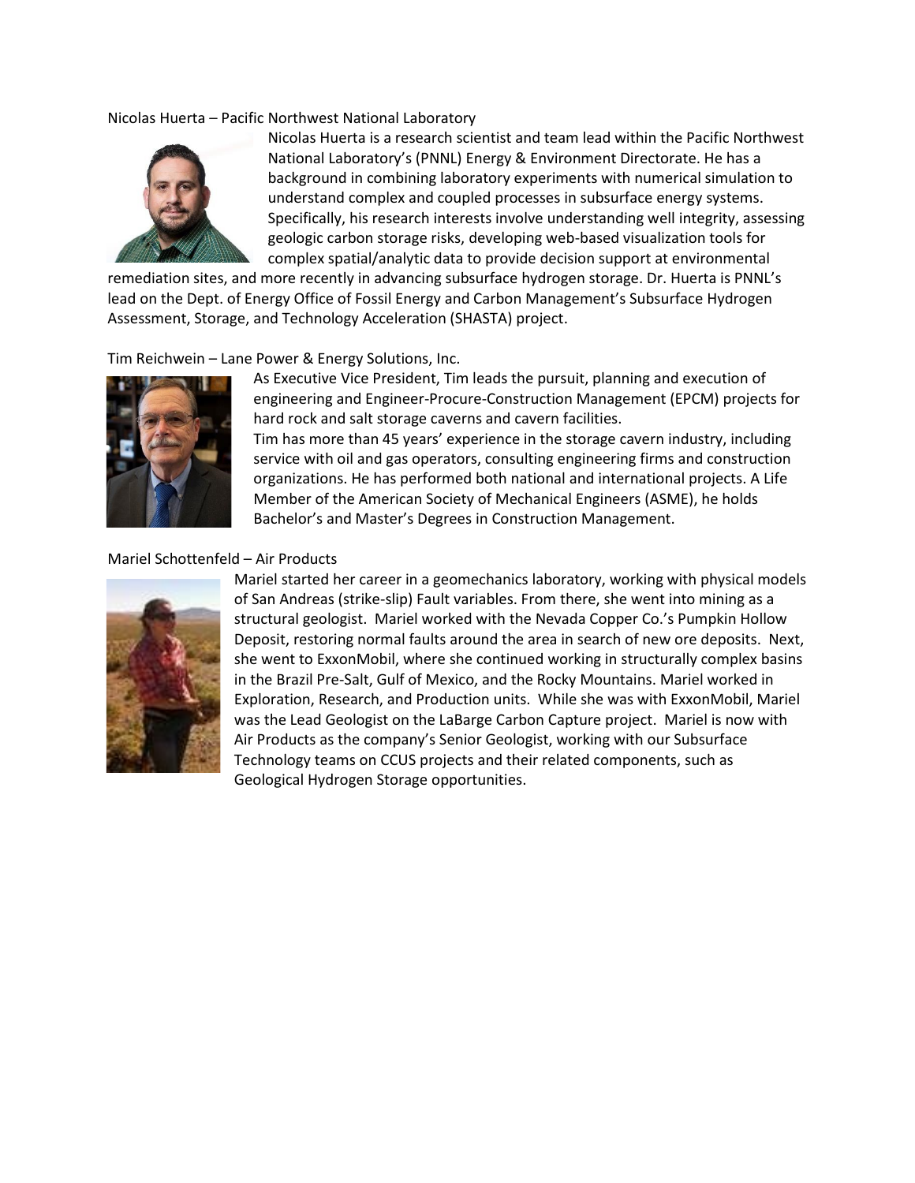Nicolas Huerta – Pacific Northwest National Laboratory

Nicolas Huerta is a research scientist and team lead within the Pacific Northwest National Laboratory's (PNNL) Energy & Environment Directorate. He has a background in combining laboratory experiments with numerical simulation to understand complex and coupled processes in subsurface energy systems. Specifically, his research interests involve understanding well integrity, assessing geologic carbon storage risks, developing web-based visualization tools for complex spatial/analytic data to provide decision support at environmental remediation sites, and more recently in advancing subsurface hydrogen storage. Dr. Huerta is PNNL's lead on the Dept. of Energy Office of Fossil Energy and Carbon Management's Subsurface Hydrogen Assessment, Storage, and Technology Acceleration (SHASTA) project.

Tim Reichwein – Lane Power & Energy Solutions, Inc.

As Executive Vice President, Tim leads the pursuit, planning and execution of engineering and Engineer-Procure-Construction Management (EPCM) projects for hard rock and salt storage caverns and cavern facilities.

Tim has more than 45 years' experience in the storage cavern industry, including service with oil and gas operators, consulting engineering firms and construction organizations. He has performed both national and international projects. A Life Member of the American Society of Mechanical Engineers (ASME), he holds Bachelor's and Master's Degrees in Construction Management.

Mariel Schottenfeld – Air Products

Mariel started her career in a geomechanics laboratory, working with physical models of San Andreas (strike-slip) Fault variables. From there, she went into mining as a structural geologist. Mariel worked with the Nevada Copper Co.'s Pumpkin Hollow Deposit, restoring normal faults around the area in search of new ore deposits. Next, she went to ExxonMobil, where she continued working in structurally complex basins in the Brazil Pre-Salt, Gulf of Mexico, and the Rocky Mountains. Mariel worked in Exploration, Research, and Production units. While she was with ExxonMobil, Mariel was the Lead Geologist on the LaBarge Carbon Capture project. Mariel is now with Air Products as the company's Senior Geologist, working with our Subsurface Technology teams on CCUS projects and their related components, such as Geological Hydrogen Storage opportunities.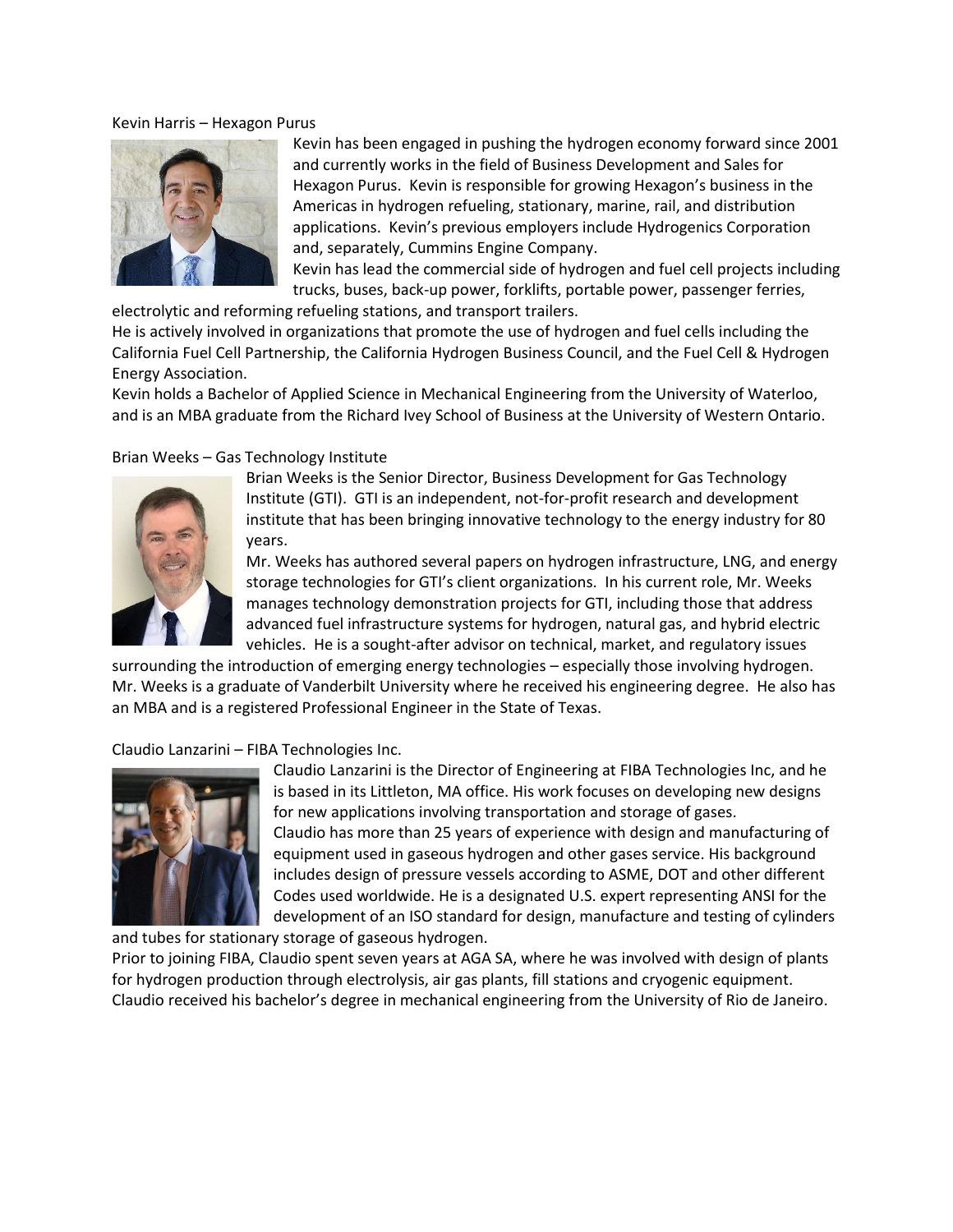Kevin Harris – Hexagon Purus

Kevin has been engaged in pushing the hydrogen economy forward since 2001 and currently works in the field of Business Development and Sales for Hexagon Purus. Kevin is responsible for growing Hexagon's business in the Americas in hydrogen refueling, stationary, marine, rail, and distribution applications. Kevin's previous employers include Hydrogenics Corporation and, separately, Cummins Engine Company.

Kevin has lead the commercial side of hydrogen and fuel cell projects including trucks, buses, back-up power, forklifts, portable power, passenger ferries, electrolytic and reforming refueling stations, and transport trailers.

He is actively involved in organizations that promote the use of hydrogen and fuel cells including the California Fuel Cell Partnership, the California Hydrogen Business Council, and the Fuel Cell & Hydrogen Energy Association.

Kevin holds a Bachelor of Applied Science in Mechanical Engineering from the University of Waterloo, and is an MBA graduate from the Richard Ivey School of Business at the University of Western Ontario.

Brian Weeks – Gas Technology Institute

Brian Weeks is the Senior Director, Business Development for Gas Technology Institute (GTI). GTI is an independent, not-for-profit research and development institute that has been bringing innovative technology to the energy industry for 80 years.

Mr. Weeks has authored several papers on hydrogen infrastructure, LNG, and energy storage technologies for GTI's client organizations. In his current role, Mr. Weeks manages technology demonstration projects for GTI, including those that address advanced fuel infrastructure systems for hydrogen, natural gas, and hybrid electric vehicles. He is a sought-after advisor on technical, market, and regulatory issues surrounding the introduction of emerging energy technologies – especially those involving hydrogen.

Mr. Weeks is a graduate of Vanderbilt University where he received his engineering degree. He also has an MBA and is a registered Professional Engineer in the State of Texas.

Claudio Lanzarini – FIBA Technologies Inc.

Claudio Lanzarini is the Director of Engineering at FIBA Technologies Inc, and he is based in its Littleton, MA office. His work focuses on developing new designs for new applications involving transportation and storage of gases.

Claudio has more than 25 years of experience with design and manufacturing of equipment used in gaseous hydrogen and other gases service. His background includes design of pressure vessels according to ASME, DOT and other different Codes used worldwide. He is a designated U.S. expert representing ANSI for the development of an ISO standard for design, manufacture and testing of cylinders and tubes for stationary storage of gaseous hydrogen.

Prior to joining FIBA, Claudio spent seven years at AGA SA, where he was involved with design of plants for hydrogen production through electrolysis, air gas plants, fill stations and cryogenic equipment. Claudio received his bachelor's degree in mechanical engineering from the University of Rio de Janeiro.